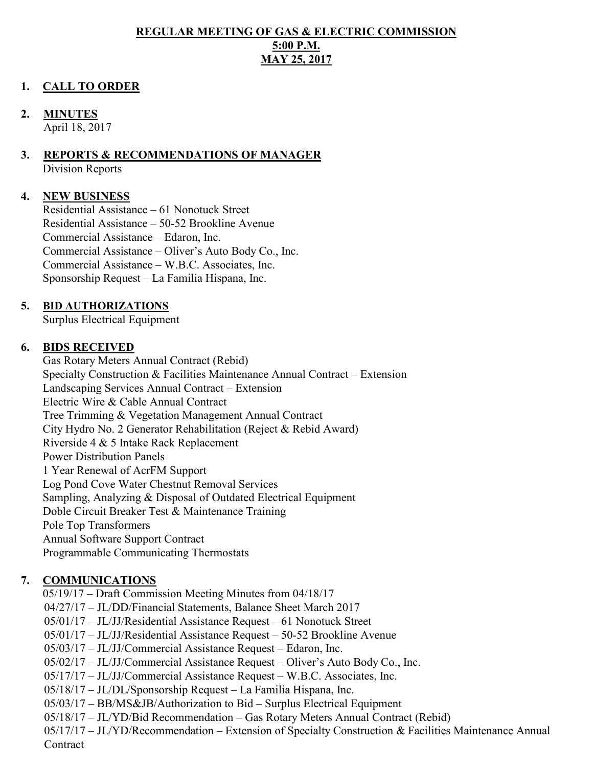# REGULAR MEETING OF GAS & ELECTRIC COMMISSION
## 5:00 P.M.
## MAY 25, 2017

1. **CALL TO ORDER**

2. **MINUTES**
   April 18, 2017

3. **REPORTS & RECOMMENDATIONS OF MANAGER**
   Division Reports

4. **NEW BUSINESS**
   Residential Assistance – 61 Nonotuck Street
   Residential Assistance – 50-52 Brookline Avenue
   Commercial Assistance – Edaron, Inc.
   Commercial Assistance – Oliver's Auto Body Co., Inc.
   Commercial Assistance – W.B.C. Associates, Inc.
   Sponsorship Request – La Familia Hispana, Inc.

5. **BID AUTHORIZATIONS**
   Surplus Electrical Equipment

6. **BIDS RECEIVED**
   Gas Rotary Meters Annual Contract (Rebid)
   Specialty Construction & Facilities Maintenance Annual Contract – Extension
   Landscaping Services Annual Contract – Extension
   Electric Wire & Cable Annual Contract
   Tree Trimming & Vegetation Management Annual Contract
   City Hydro No. 2 Generator Rehabilitation (Reject & Rebid Award)
   Riverside 4 & 5 Intake Rack Replacement
   Power Distribution Panels
   1 Year Renewal of AcrFM Support
   Log Pond Cove Water Chestnut Removal Services
   Sampling, Analyzing & Disposal of Outdated Electrical Equipment
   Doble Circuit Breaker Test & Maintenance Training
   Pole Top Transformers
   Annual Software Support Contract
   Programmable Communicating Thermostats

7. **COMMUNICATIONS**
   05/19/17 – Draft Commission Meeting Minutes from 04/18/17
   04/27/17 – JL/DD/Financial Statements, Balance Sheet March 2017
   05/01/17 – JL/JJ/Residential Assistance Request – 61 Nonotuck Street
   05/01/17 – JL/JJ/Residential Assistance Request – 50-52 Brookline Avenue
   05/03/17 – JL/JJ/Commercial Assistance Request – Edaron, Inc.
   05/02/17 – JL/JJ/Commercial Assistance Request – Oliver's Auto Body Co., Inc.
   05/17/17 – JL/JJ/Commercial Assistance Request – W.B.C. Associates, Inc.
   05/18/17 – JL/DL/Sponsorship Request – La Familia Hispana, Inc.
   05/03/17 – BB/MS&JB/Authorization to Bid – Surplus Electrical Equipment
   05/18/17 – JL/YD/Bid Recommendation – Gas Rotary Meters Annual Contract (Rebid)
   05/17/17 – JL/YD/Recommendation – Extension of Specialty Construction & Facilities Maintenance Annual Contract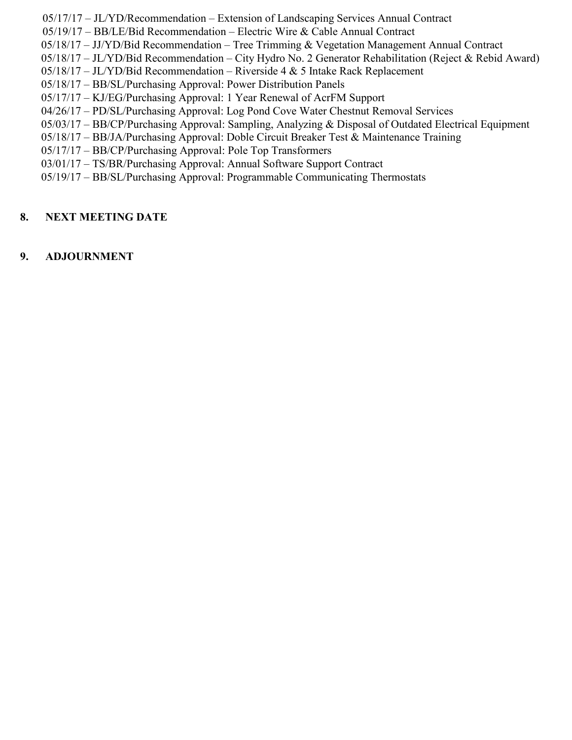05/17/17 – JL/YD/Recommendation – Extension of Landscaping Services Annual Contract
05/19/17 – BB/LE/Bid Recommendation – Electric Wire & Cable Annual Contract
05/18/17 – JJ/YD/Bid Recommendation – Tree Trimming & Vegetation Management Annual Contract
05/18/17 – JL/YD/Bid Recommendation – City Hydro No. 2 Generator Rehabilitation (Reject & Rebid Award)
05/18/17 – JL/YD/Bid Recommendation – Riverside 4 & 5 Intake Rack Replacement
05/18/17 – BB/SL/Purchasing Approval: Power Distribution Panels
05/17/17 – KJ/EG/Purchasing Approval: 1 Year Renewal of AcrFM Support
04/26/17 – PD/SL/Purchasing Approval: Log Pond Cove Water Chestnut Removal Services
05/03/17 – BB/CP/Purchasing Approval: Sampling, Analyzing & Disposal of Outdated Electrical Equipment
05/18/17 – BB/JA/Purchasing Approval: Doble Circuit Breaker Test & Maintenance Training
05/17/17 – BB/CP/Purchasing Approval: Pole Top Transformers
03/01/17 – TS/BR/Purchasing Approval: Annual Software Support Contract
05/19/17 – BB/SL/Purchasing Approval: Programmable Communicating Thermostats

**8. NEXT MEETING DATE**

**9. ADJOURNMENT**